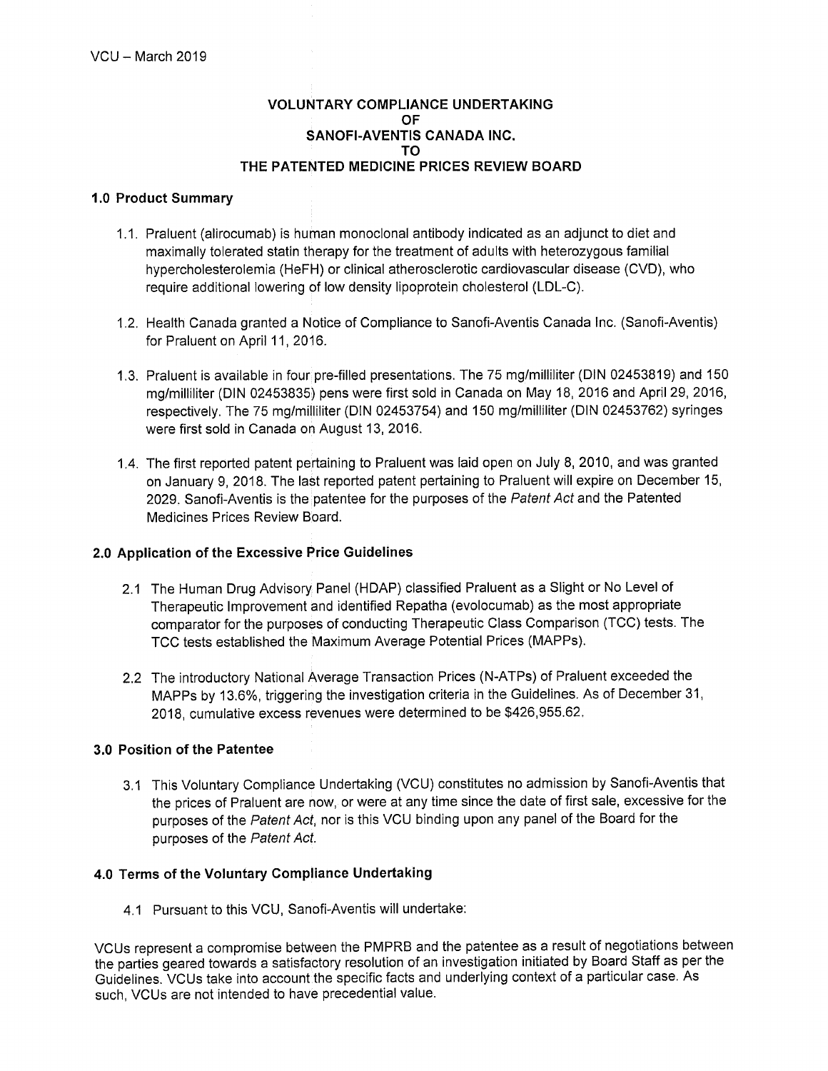VCU – March 2019

# VOLUNTARY COMPLIANCE UNDERTAKING OF SANOFI-AVENTIS CANADA INC. TO THE PATENTED MEDICINE PRICES REVIEW BOARD

## 1.0 Product Summary

1.1. Praluent (alirocumab) is human monoclonal antibody indicated as an adjunct to diet and maximally tolerated statin therapy for the treatment of adults with heterozygous familial hypercholesterolemia (HeFH) or clinical atherosclerotic cardiovascular disease (CVD), who require additional lowering of low density lipoprotein cholesterol (LDL-C).

1.2. Health Canada granted a Notice of Compliance to Sanofi-Aventis Canada Inc. (Sanofi-Aventis) for Praluent on April 11, 2016.

1.3. Praluent is available in four pre-filled presentations. The 75 mg/milliliter (DIN 02453819) and 150 mg/milliliter (DIN 02453835) pens were first sold in Canada on May 18, 2016 and April 29, 2016, respectively. The 75 mg/milliliter (DIN 02453754) and 150 mg/milliliter (DIN 02453762) syringes were first sold in Canada on August 13, 2016.

1.4. The first reported patent pertaining to Praluent was laid open on July 8, 2010, and was granted on January 9, 2018. The last reported patent pertaining to Praluent will expire on December 15, 2029. Sanofi-Aventis is the patentee for the purposes of the *Patent Act* and the Patented Medicines Prices Review Board.

## 2.0 Application of the Excessive Price Guidelines

2.1 The Human Drug Advisory Panel (HDAP) classified Praluent as a Slight or No Level of Therapeutic Improvement and identified Repatha (evolocumab) as the most appropriate comparator for the purposes of conducting Therapeutic Class Comparison (TCC) tests. The TCC tests established the Maximum Average Potential Prices (MAPPs).

2.2 The introductory National Average Transaction Prices (N-ATPs) of Praluent exceeded the MAPPs by 13.6%, triggering the investigation criteria in the Guidelines. As of December 31, 2018, cumulative excess revenues were determined to be $426,955.62.

## 3.0 Position of the Patentee

3.1 This Voluntary Compliance Undertaking (VCU) constitutes no admission by Sanofi-Aventis that the prices of Praluent are now, or were at any time since the date of first sale, excessive for the purposes of the *Patent Act*, nor is this VCU binding upon any panel of the Board for the purposes of the *Patent Act*.

## 4.0 Terms of the Voluntary Compliance Undertaking

4.1 Pursuant to this VCU, Sanofi-Aventis will undertake:

VCUs represent a compromise between the PMPRB and the patentee as a result of negotiations between the parties geared towards a satisfactory resolution of an investigation initiated by Board Staff as per the Guidelines. VCUs take into account the specific facts and underlying context of a particular case. As such, VCUs are not intended to have precedential value.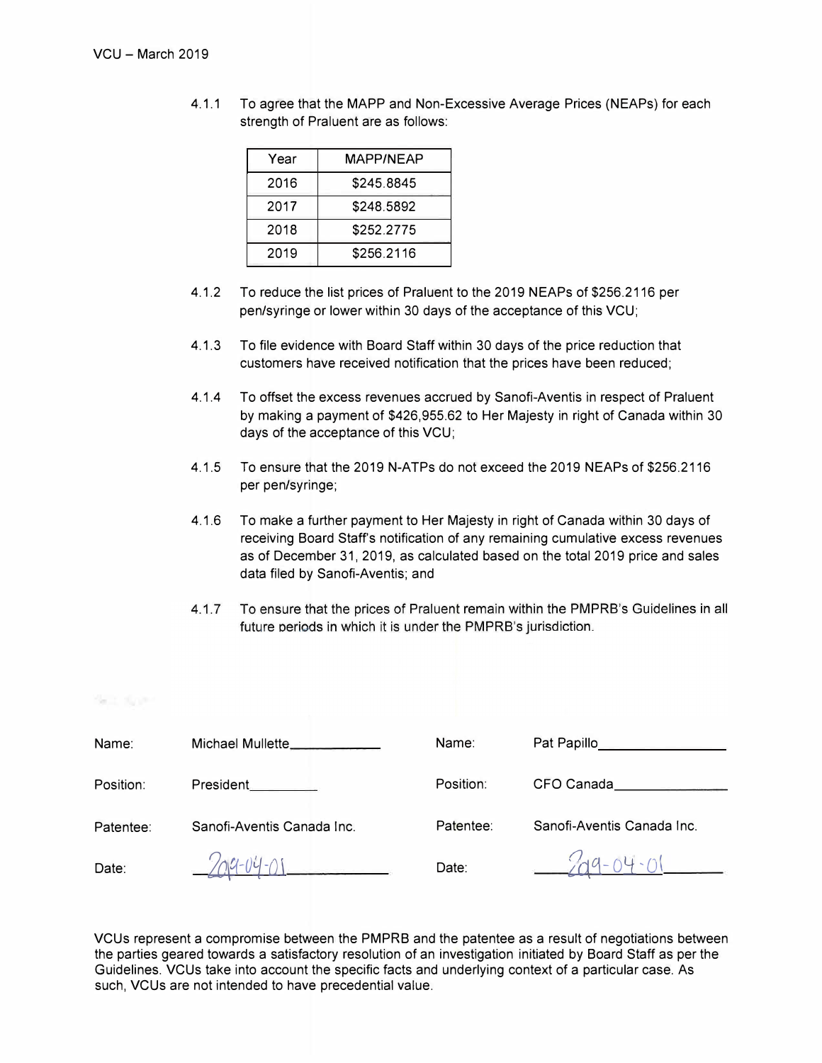4.1.1 To agree that the MAPP and Non-Excessive Average Prices (NEAPs) for each strength of Praluent are as follows:

| Year | MAPP/NEAP |
|---|---|
| 2016 | $245.8845 |
| 2017 | $248.5892 |
| 2018 | $252.2775 |
| 2019 | $256.2116 |

4.1.2 To reduce the list prices of Praluent to the 2019 NEAPs of $256.2116 per pen/syringe or lower within 30 days of the acceptance of this VCU;

4.1.3 To file evidence with Board Staff within 30 days of the price reduction that customers have received notification that the prices have been reduced;

4.1.4 To offset the excess revenues accrued by Sanofi-Aventis in respect of Praluent by making a payment of $426,955.62 to Her Majesty in right of Canada within 30 days of the acceptance of this VCU;

4.1.5 To ensure that the 2019 N-ATPs do not exceed the 2019 NEAPs of $256.2116 per pen/syringe;

4.1.6 To make a further payment to Her Majesty in right of Canada within 30 days of receiving Board Staff's notification of any remaining cumulative excess revenues as of December 31, 2019, as calculated based on the total 2019 price and sales data filed by Sanofi-Aventis; and

4.1.7 To ensure that the prices of Praluent remain within the PMPRB's Guidelines in all future periods in which it is under the PMPRB's jurisdiction.

Name: Michael Mullette
Position: President
Patentee: Sanofi-Aventis Canada Inc.
Date: 2019-04-01

Name: Pat Papillo
Position: CFO Canada
Patentee: Sanofi-Aventis Canada Inc.
Date: 2019-04-01

VCUs represent a compromise between the PMPRB and the patentee as a result of negotiations between the parties geared towards a satisfactory resolution of an investigation initiated by Board Staff as per the Guidelines. VCUs take into account the specific facts and underlying context of a particular case. As such, VCUs are not intended to have precedential value.